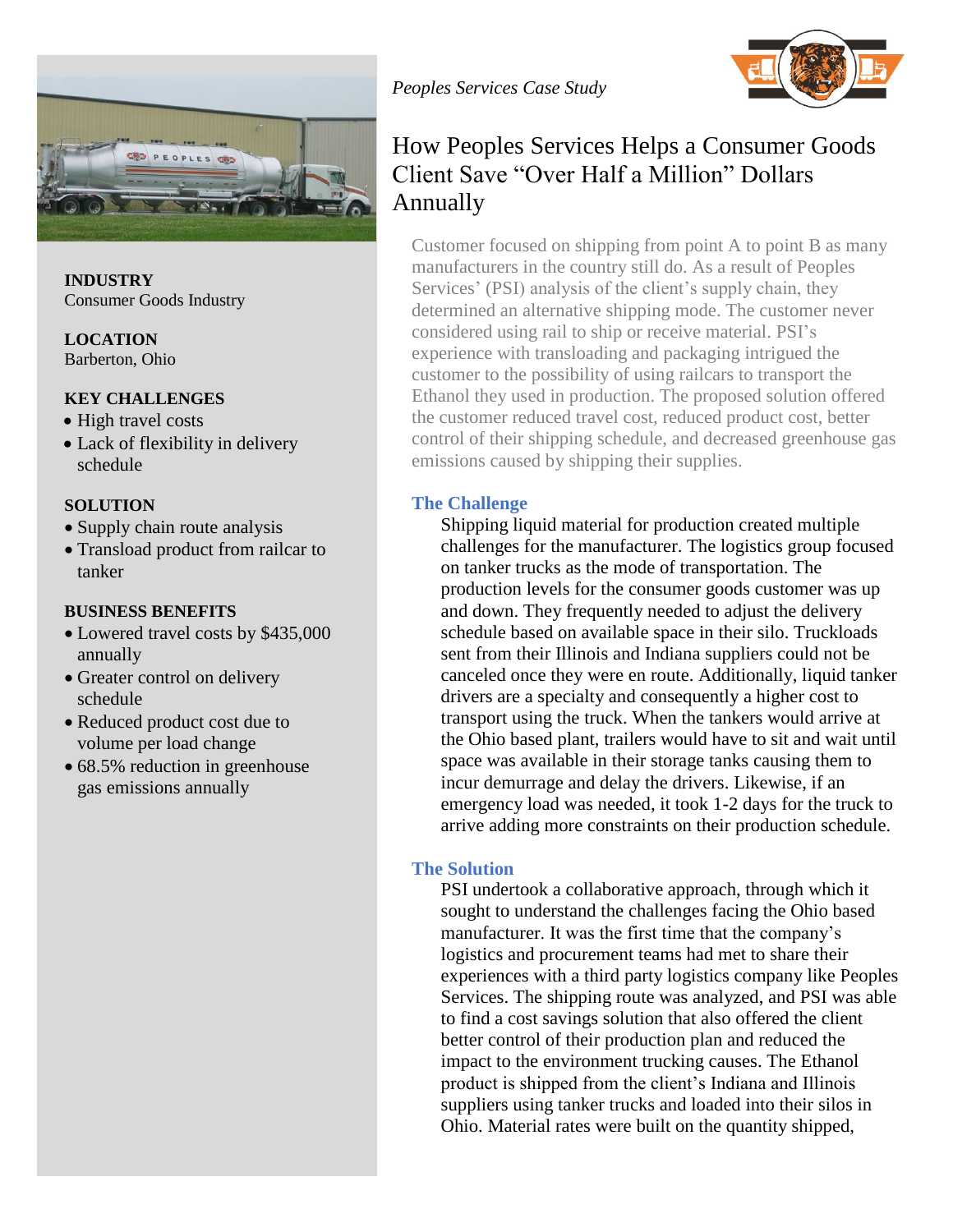*Peoples Services Case Study*

# How Peoples Services Helps a Consumer Goods Client Save "Over Half a Million" Dollars Annually

**INDUSTRY**
Consumer Goods Industry

**LOCATION**
Barberton, Ohio

**KEY CHALLENGES**
- High travel costs
- Lack of flexibility in delivery schedule

**SOLUTION**
- Supply chain route analysis
- Transload product from railcar to tanker

**BUSINESS BENEFITS**
- Lowered travel costs by $435,000 annually
- Greater control on delivery schedule
- Reduced product cost due to volume per load change
- 68.5% reduction in greenhouse gas emissions annually

Customer focused on shipping from point A to point B as many manufacturers in the country still do. As a result of Peoples Services' (PSI) analysis of the client's supply chain, they determined an alternative shipping mode. The customer never considered using rail to ship or receive material. PSI's experience with transloading and packaging intrigued the customer to the possibility of using railcars to transport the Ethanol they used in production. The proposed solution offered the customer reduced travel cost, reduced product cost, better control of their shipping schedule, and decreased greenhouse gas emissions caused by shipping their supplies.

## The Challenge

Shipping liquid material for production created multiple challenges for the manufacturer. The logistics group focused on tanker trucks as the mode of transportation. The production levels for the consumer goods customer was up and down. They frequently needed to adjust the delivery schedule based on available space in their silo. Truckloads sent from their Illinois and Indiana suppliers could not be canceled once they were en route. Additionally, liquid tanker drivers are a specialty and consequently a higher cost to transport using the truck. When the tankers would arrive at the Ohio based plant, trailers would have to sit and wait until space was available in their storage tanks causing them to incur demurrage and delay the drivers. Likewise, if an emergency load was needed, it took 1-2 days for the truck to arrive adding more constraints on their production schedule.

## The Solution

PSI undertook a collaborative approach, through which it sought to understand the challenges facing the Ohio based manufacturer. It was the first time that the company's logistics and procurement teams had met to share their experiences with a third party logistics company like Peoples Services. The shipping route was analyzed, and PSI was able to find a cost savings solution that also offered the client better control of their production plan and reduced the impact to the environment trucking causes. The Ethanol product is shipped from the client's Indiana and Illinois suppliers using tanker trucks and loaded into their silos in Ohio. Material rates were built on the quantity shipped,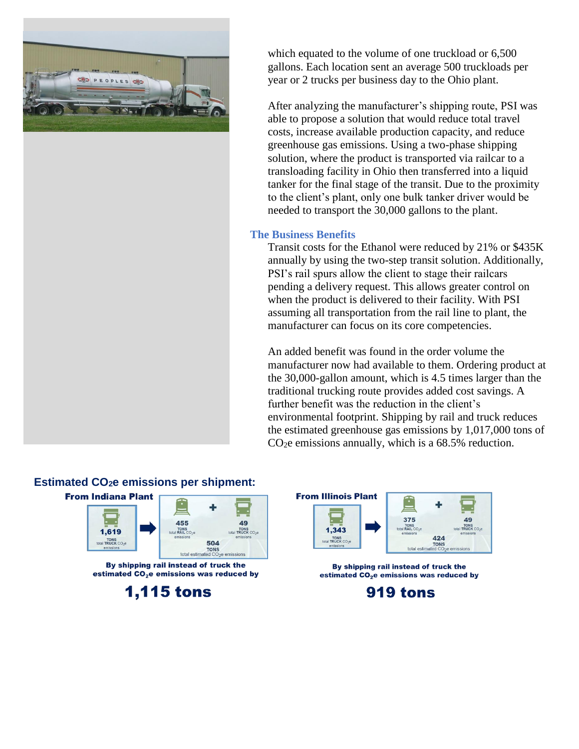which equated to the volume of one truckload or 6,500 gallons. Each location sent an average 500 truckloads per year or 2 trucks per business day to the Ohio plant.

After analyzing the manufacturer's shipping route, PSI was able to propose a solution that would reduce total travel costs, increase available production capacity, and reduce greenhouse gas emissions. Using a two-phase shipping solution, where the product is transported via railcar to a transloading facility in Ohio then transferred into a liquid tanker for the final stage of the transit. Due to the proximity to the client's plant, only one bulk tanker driver would be needed to transport the 30,000 gallons to the plant.

## The Business Benefits

Transit costs for the Ethanol were reduced by 21% or $435K annually by using the two-step transit solution. Additionally, PSI's rail spurs allow the client to stage their railcars pending a delivery request. This allows greater control on when the product is delivered to their facility. With PSI assuming all transportation from the rail line to plant, the manufacturer can focus on its core competencies.

An added benefit was found in the order volume the manufacturer now had available to them. Ordering product at the 30,000-gallon amount, which is 4.5 times larger than the traditional trucking route provides added cost savings. A further benefit was the reduction in the client's environmental footprint. Shipping by rail and truck reduces the estimated greenhouse gas emissions by 1,017,000 tons of $CO_2$e emissions annually, which is a 68.5% reduction.

## Estimated $CO_2$e emissions per shipment:

**From Indiana Plant**

1,619 TONS total TRUCK $CO_2$e emissions

455 TONS total RAIL $CO_2$e emissions + 49 TONS total TRUCK $CO_2$e emissions

504 TONS total estimated $CO_2$e emissions

**By shipping rail instead of truck the estimated $CO_2$e emissions was reduced by**

**1,115 tons**

**From Illinois Plant**

1,343 TONS total TRUCK $CO_2$e emissions

375 TONS total RAIL $CO_2$e emissions + 49 TONS total TRUCK $CO_2$e emissions

424 TONS total estimated $CO_2$e emissions

**By shipping rail instead of truck the estimated $CO_2$e emissions was reduced by**

**919 tons**